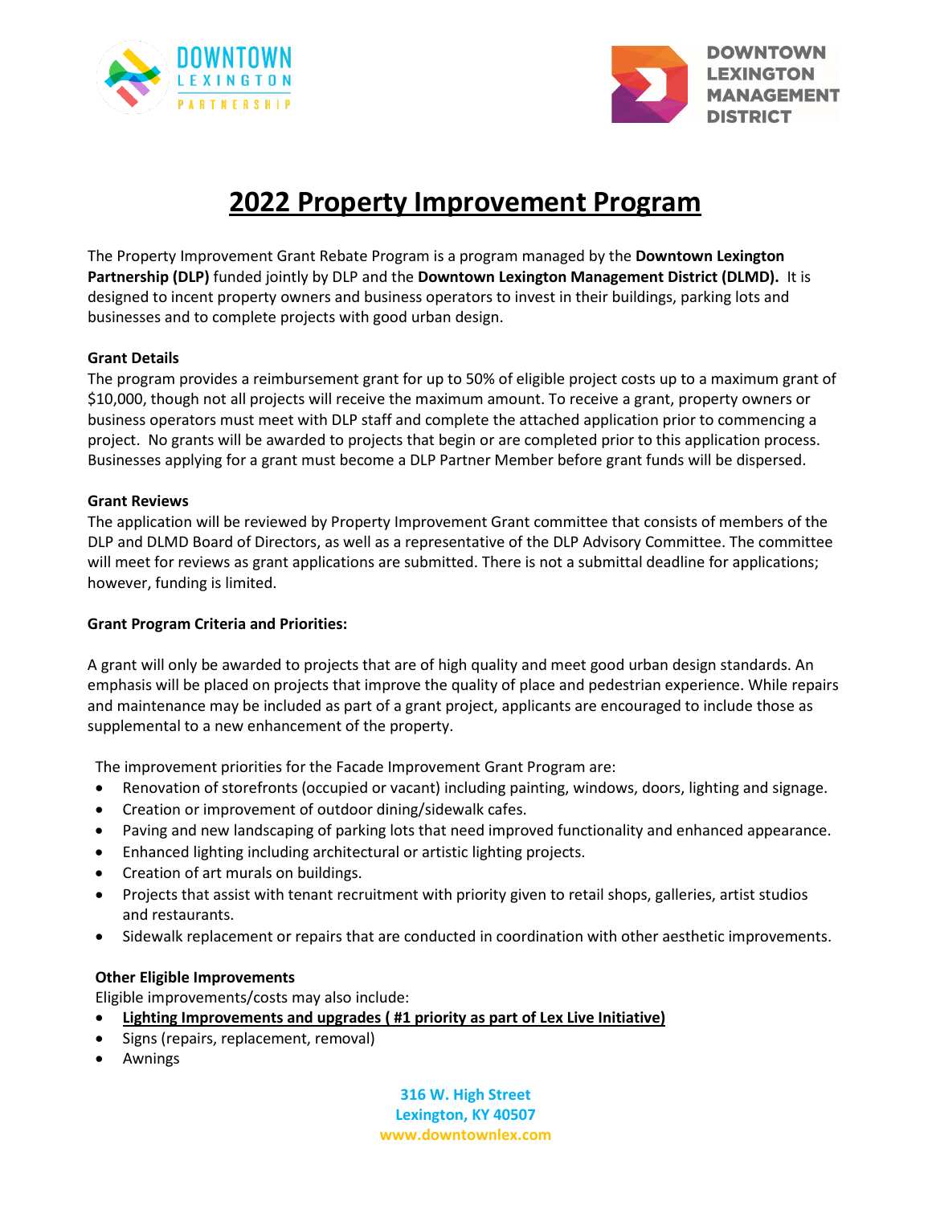# 2022 Property Improvement Program

The Property Improvement Grant Rebate Program is a program managed by the **Downtown Lexington Partnership (DLP)** funded jointly by DLP and the **Downtown Lexington Management District (DLMD).** It is designed to incent property owners and business operators to invest in their buildings, parking lots and businesses and to complete projects with good urban design.

**Grant Details**

The program provides a reimbursement grant for up to 50% of eligible project costs up to a maximum grant of $10,000, though not all projects will receive the maximum amount. To receive a grant, property owners or business operators must meet with DLP staff and complete the attached application prior to commencing a project. No grants will be awarded to projects that begin or are completed prior to this application process. Businesses applying for a grant must become a DLP Partner Member before grant funds will be dispersed.

**Grant Reviews**

The application will be reviewed by Property Improvement Grant committee that consists of members of the DLP and DLMD Board of Directors, as well as a representative of the DLP Advisory Committee. The committee will meet for reviews as grant applications are submitted. There is not a submittal deadline for applications; however, funding is limited.

**Grant Program Criteria and Priorities:**

A grant will only be awarded to projects that are of high quality and meet good urban design standards. An emphasis will be placed on projects that improve the quality of place and pedestrian experience. While repairs and maintenance may be included as part of a grant project, applicants are encouraged to include those as supplemental to a new enhancement of the property.

The improvement priorities for the Facade Improvement Grant Program are:

- Renovation of storefronts (occupied or vacant) including painting, windows, doors, lighting and signage.
- Creation or improvement of outdoor dining/sidewalk cafes.
- Paving and new landscaping of parking lots that need improved functionality and enhanced appearance.
- Enhanced lighting including architectural or artistic lighting projects.
- Creation of art murals on buildings.
- Projects that assist with tenant recruitment with priority given to retail shops, galleries, artist studios and restaurants.
- Sidewalk replacement or repairs that are conducted in coordination with other aesthetic improvements.

**Other Eligible Improvements**

Eligible improvements/costs may also include:

- **Lighting Improvements and upgrades ( #1 priority as part of Lex Live Initiative)**
- Signs (repairs, replacement, removal)
- Awnings

316 W. High Street
Lexington, KY 40507
www.downtownlex.com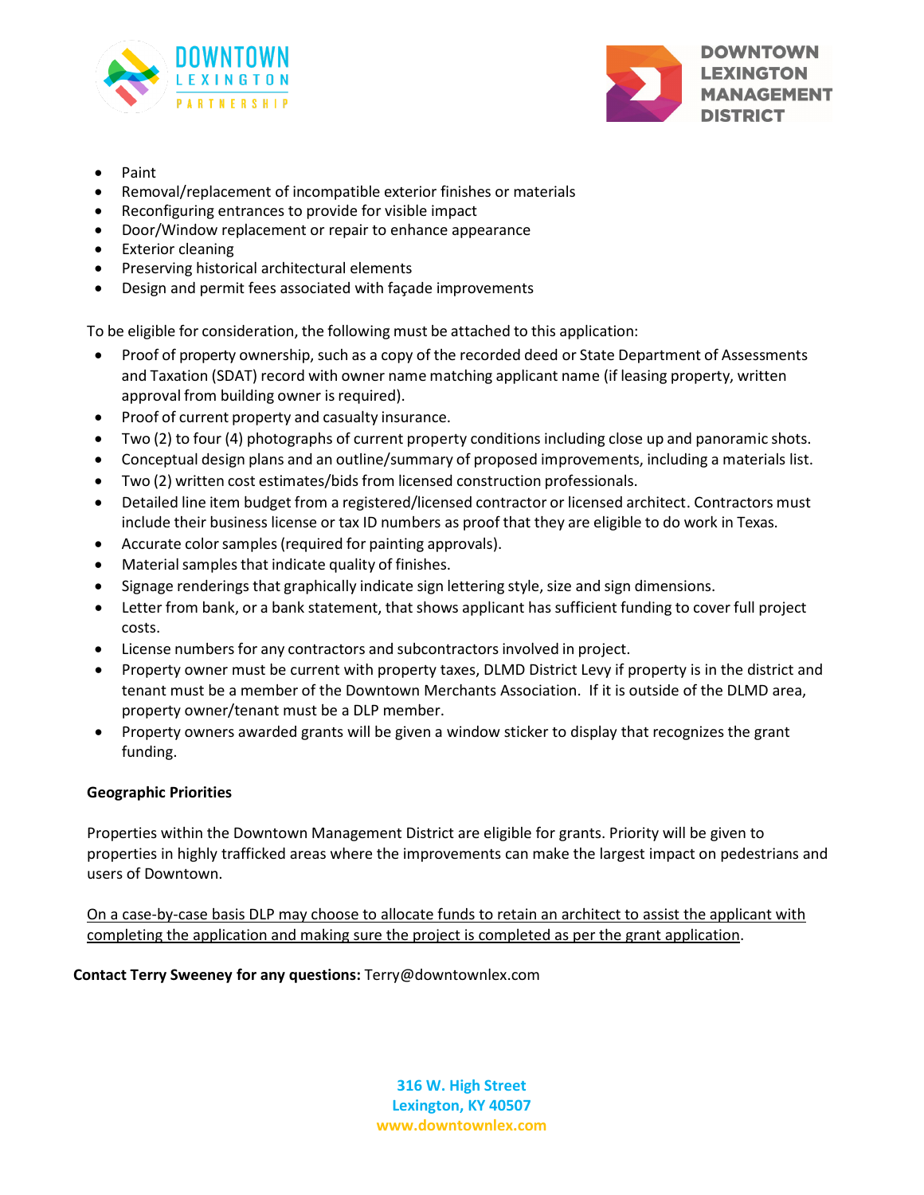- Paint
- Removal/replacement of incompatible exterior finishes or materials
- Reconfiguring entrances to provide for visible impact
- Door/Window replacement or repair to enhance appearance
- Exterior cleaning
- Preserving historical architectural elements
- Design and permit fees associated with façade improvements

To be eligible for consideration, the following must be attached to this application:

- Proof of property ownership, such as a copy of the recorded deed or State Department of Assessments and Taxation (SDAT) record with owner name matching applicant name (if leasing property, written approval from building owner is required).
- Proof of current property and casualty insurance.
- Two (2) to four (4) photographs of current property conditions including close up and panoramic shots.
- Conceptual design plans and an outline/summary of proposed improvements, including a materials list.
- Two (2) written cost estimates/bids from licensed construction professionals.
- Detailed line item budget from a registered/licensed contractor or licensed architect. Contractors must include their business license or tax ID numbers as proof that they are eligible to do work in Texas.
- Accurate color samples (required for painting approvals).
- Material samples that indicate quality of finishes.
- Signage renderings that graphically indicate sign lettering style, size and sign dimensions.
- Letter from bank, or a bank statement, that shows applicant has sufficient funding to cover full project costs.
- License numbers for any contractors and subcontractors involved in project.
- Property owner must be current with property taxes, DLMD District Levy if property is in the district and tenant must be a member of the Downtown Merchants Association. If it is outside of the DLMD area, property owner/tenant must be a DLP member.
- Property owners awarded grants will be given a window sticker to display that recognizes the grant funding.

**Geographic Priorities**

Properties within the Downtown Management District are eligible for grants. Priority will be given to properties in highly trafficked areas where the improvements can make the largest impact on pedestrians and users of Downtown.

On a case-by-case basis DLP may choose to allocate funds to retain an architect to assist the applicant with completing the application and making sure the project is completed as per the grant application.

**Contact Terry Sweeney for any questions:** Terry@downtownlex.com